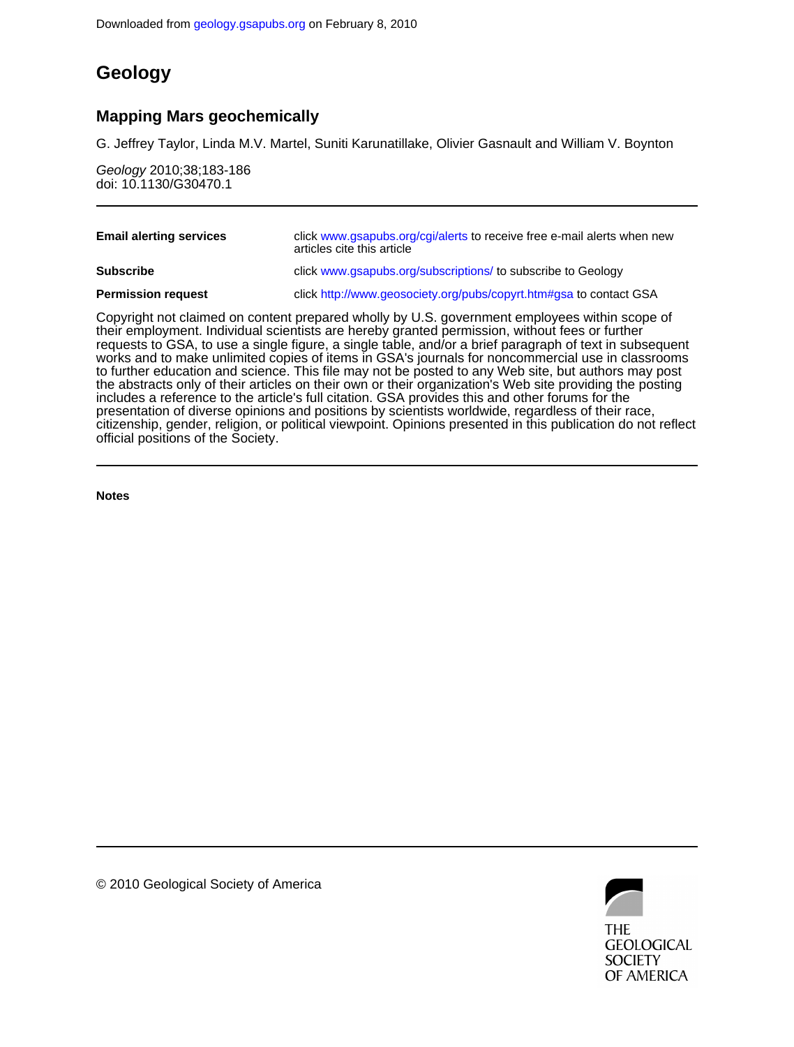Downloaded from geology.gsapubs.org on February 8, 2010

# Geology

## Mapping Mars geochemically

G. Jeffrey Taylor, Linda M.V. Martel, Suniti Karunatillake, Olivier Gasnault and William V. Boynton

*Geology* 2010;38;183-186
doi: 10.1130/G30470.1

| | |
|---|---|
| **Email alerting services** | click www.gsapubs.org/cgi/alerts to receive free e-mail alerts when new articles cite this article |
| **Subscribe** | click www.gsapubs.org/subscriptions/ to subscribe to Geology |
| **Permission request** | click http://www.geosociety.org/pubs/copyrt.htm#gsa to contact GSA |

Copyright not claimed on content prepared wholly by U.S. government employees within scope of their employment. Individual scientists are hereby granted permission, without fees or further requests to GSA, to use a single figure, a single table, and/or a brief paragraph of text in subsequent works and to make unlimited copies of items in GSA's journals for noncommercial use in classrooms to further education and science. This file may not be posted to any Web site, but authors may post the abstracts only of their articles on their own or their organization's Web site providing the posting includes a reference to the article's full citation. GSA provides this and other forums for the presentation of diverse opinions and positions by scientists worldwide, regardless of their race, citizenship, gender, religion, or political viewpoint. Opinions presented in this publication do not reflect official positions of the Society.

**Notes**

© 2010 Geological Society of America

THE GEOLOGICAL SOCIETY OF AMERICA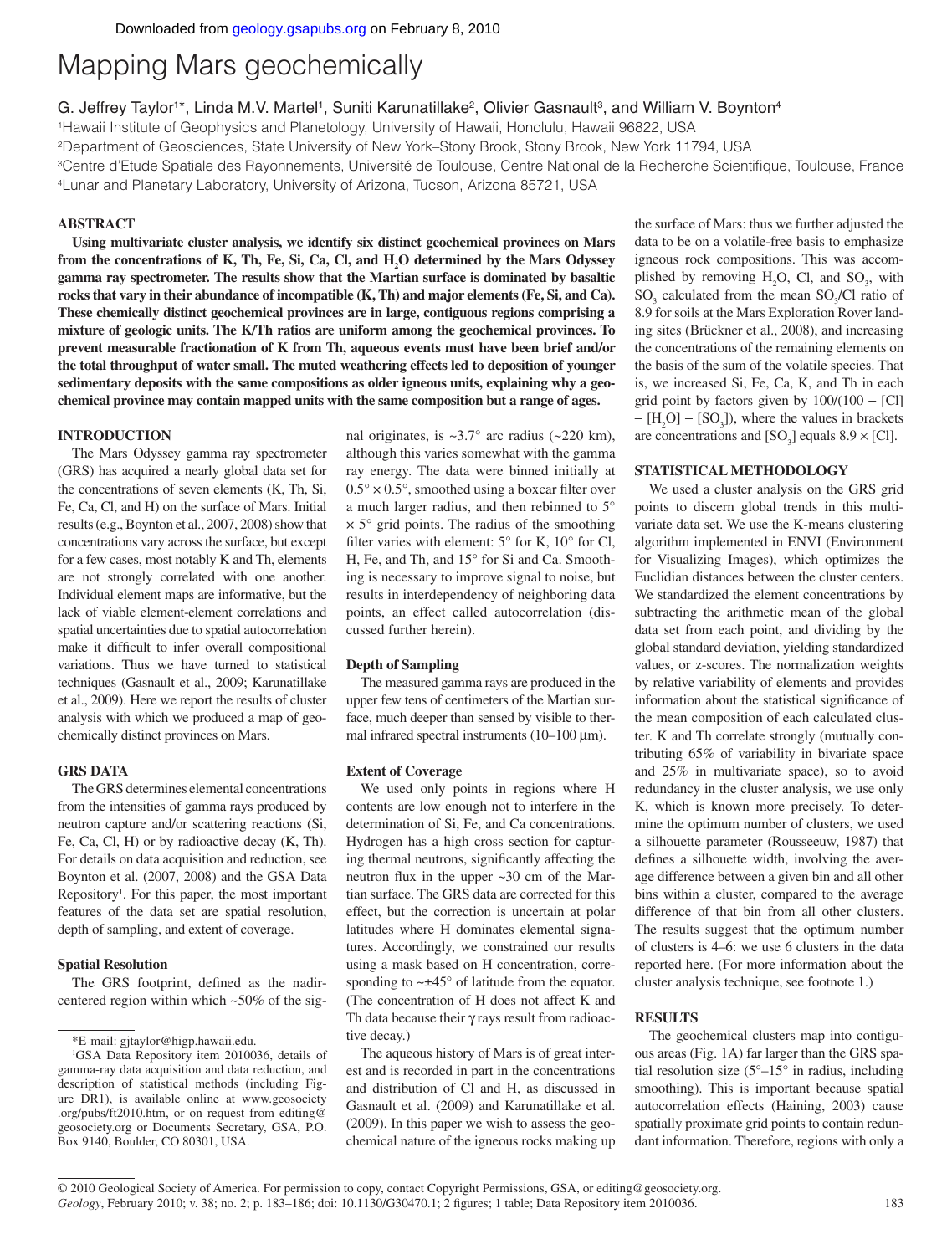Downloaded from geology.gsapubs.org on February 8, 2010

# Mapping Mars geochemically

G. Jeffrey Taylor[1]*, Linda M.V. Martel[1], Suniti Karunatillake[2], Olivier Gasnault[3], and William V. Boynton[4]

[1]Hawaii Institute of Geophysics and Planetology, University of Hawaii, Honolulu, Hawaii 96822, USA
[2]Department of Geosciences, State University of New York–Stony Brook, Stony Brook, New York 11794, USA
[3]Centre d'Etude Spatiale des Rayonnements, Université de Toulouse, Centre National de la Recherche Scientifique, Toulouse, France
[4]Lunar and Planetary Laboratory, University of Arizona, Tucson, Arizona 85721, USA

## ABSTRACT

**Using multivariate cluster analysis, we identify six distinct geochemical provinces on Mars from the concentrations of K, Th, Fe, Si, Ca, Cl, and $H_2O$ determined by the Mars Odyssey gamma ray spectrometer. The results show that the Martian surface is dominated by basaltic rocks that vary in their abundance of incompatible (K, Th) and major elements (Fe, Si, and Ca). These chemically distinct geochemical provinces are in large, contiguous regions comprising a mixture of geologic units. The K/Th ratios are uniform among the geochemical provinces. To prevent measurable fractionation of K from Th, aqueous events must have been brief and/or the total throughput of water small. The muted weathering effects led to deposition of younger sedimentary deposits with the same compositions as older igneous units, explaining why a geochemical province may contain mapped units with the same composition but a range of ages.**

## INTRODUCTION

The Mars Odyssey gamma ray spectrometer (GRS) has acquired a nearly global data set for the concentrations of seven elements (K, Th, Si, Fe, Ca, Cl, and H) on the surface of Mars. Initial results (e.g., Boynton et al., 2007, 2008) show that concentrations vary across the surface, but except for a few cases, most notably K and Th, elements are not strongly correlated with one another. Individual element maps are informative, but the lack of viable element-element correlations and spatial uncertainties due to spatial autocorrelation make it difficult to infer overall compositional variations. Thus we have turned to statistical techniques (Gasnault et al., 2009; Karunatillake et al., 2009). Here we report the results of cluster analysis with which we produced a map of geochemically distinct provinces on Mars.

## GRS DATA

The GRS determines elemental concentrations from the intensities of gamma rays produced by neutron capture and/or scattering reactions (Si, Fe, Ca, Cl, H) or by radioactive decay (K, Th). For details on data acquisition and reduction, see Boynton et al. (2007, 2008) and the GSA Data Repository[1]. For this paper, the most important features of the data set are spatial resolution, depth of sampling, and extent of coverage.

### Spatial Resolution

The GRS footprint, defined as the nadir-centered region within which ~50% of the signal originates, is ~3.7° arc radius (~220 km), although this varies somewhat with the gamma ray energy. The data were binned initially at 0.5° × 0.5°, smoothed using a boxcar filter over a much larger radius, and then rebinned to 5° × 5° grid points. The radius of the smoothing filter varies with element: 5° for K, 10° for Cl, H, Fe, and Th, and 15° for Si and Ca. Smoothing is necessary to improve signal to noise, but results in interdependency of neighboring data points, an effect called autocorrelation (discussed further herein).

### Depth of Sampling

The measured gamma rays are produced in the upper few tens of centimeters of the Martian surface, much deeper than sensed by visible to thermal infrared spectral instruments (10–100 μm).

### Extent of Coverage

We used only points in regions where H contents are low enough not to interfere in the determination of Si, Fe, and Ca concentrations. Hydrogen has a high cross section for capturing thermal neutrons, significantly affecting the neutron flux in the upper ~30 cm of the Martian surface. The GRS data are corrected for this effect, but the correction is uncertain at polar latitudes where H dominates elemental signatures. Accordingly, we constrained our results using a mask based on H concentration, corresponding to ~±45° of latitude from the equator. (The concentration of H does not affect K and Th data because their γ rays result from radioactive decay.)

The aqueous history of Mars is of great interest and is recorded in part in the concentrations and distribution of Cl and H, as discussed in Gasnault et al. (2009) and Karunatillake et al. (2009). In this paper we wish to assess the geochemical nature of the igneous rocks making up the surface of Mars: thus we further adjusted the data to be on a volatile-free basis to emphasize igneous rock compositions. This was accomplished by removing $H_2O$, Cl, and $SO_3$, with $SO_3$ calculated from the mean $SO_3$/Cl ratio of 8.9 for soils at the Mars Exploration Rover landing sites (Brückner et al., 2008), and increasing the concentrations of the remaining elements on the basis of the sum of the volatile species. That is, we increased Si, Fe, Ca, K, and Th in each grid point by factors given by $100/(100 - [Cl] - [H_2O] - [SO_3])$, where the values in brackets are concentrations and $[SO_3]$ equals $8.9 \times [Cl]$.

## STATISTICAL METHODOLOGY

We used a cluster analysis on the GRS grid points to discern global trends in this multivariate data set. We use the K-means clustering algorithm implemented in ENVI (Environment for Visualizing Images), which optimizes the Euclidian distances between the cluster centers. We standardized the element concentrations by subtracting the arithmetic mean of the global data set from each point, and dividing by the global standard deviation, yielding standardized values, or z-scores. The normalization weights by relative variability of elements and provides information about the statistical significance of the mean composition of each calculated cluster. K and Th correlate strongly (mutually contributing 65% of variability in bivariate space and 25% in multivariate space), so to avoid redundancy in the cluster analysis, we use only K, which is known more precisely. To determine the optimum number of clusters, we used a silhouette parameter (Rousseeuw, 1987) that defines a silhouette width, involving the average difference between a given bin and all other bins within a cluster, compared to the average difference of that bin from all other clusters. The results suggest that the optimum number of clusters is 4–6: we use 6 clusters in the data reported here. (For more information about the cluster analysis technique, see footnote 1.)

## RESULTS

The geochemical clusters map into contiguous areas (Fig. 1A) far larger than the GRS spatial resolution size (5°–15° in radius, including smoothing). This is important because spatial autocorrelation effects (Haining, 2003) cause spatially proximate grid points to contain redundant information. Therefore, regions with only a

*E-mail: gjtaylor@higp.hawaii.edu.

[1]GSA Data Repository item 2010036, details of gamma-ray data acquisition and data reduction, and description of statistical methods (including Figure DR1), is available online at www.geosociety.org/pubs/ft2010.htm, or on request from editing@geosociety.org or Documents Secretary, GSA, P.O. Box 9140, Boulder, CO 80301, USA.

© 2010 Geological Society of America. For permission to copy, contact Copyright Permissions, GSA, or editing@geosociety.org.
*Geology*, February 2010; v. 38; no. 2; p. 183–186; doi: 10.1130/G30470.1; 2 figures; 1 table; Data Repository item 2010036.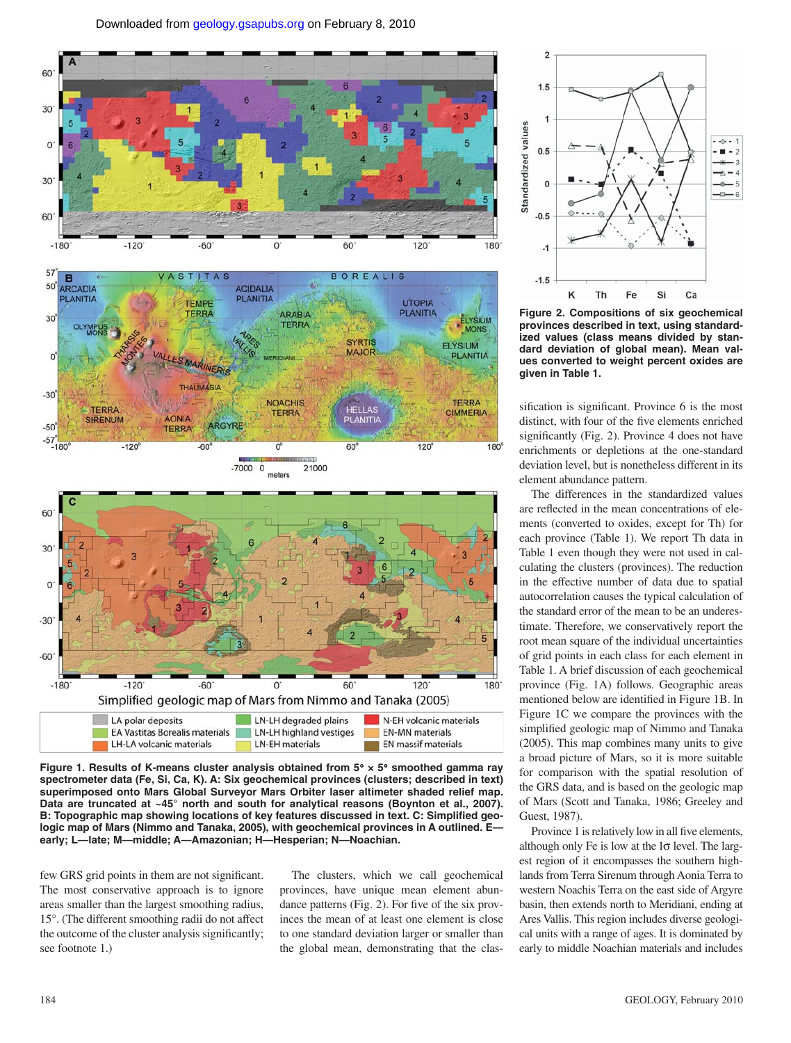**Figure 1. Results of K-means cluster analysis obtained from 5° × 5° smoothed gamma ray spectrometer data (Fe, Si, Ca, K). A: Six geochemical provinces (clusters; described in text) superimposed onto Mars Global Surveyor Mars Orbiter laser altimeter shaded relief map. Data are truncated at ~45° north and south for analytical reasons (Boynton et al., 2007). B: Topographic map showing locations of key features discussed in text. C: Simplified geologic map of Mars (Nimmo and Tanaka, 2005), with geochemical provinces in A outlined. E—early; L—late; M—middle; A—Amazonian; H—Hesperian; N—Noachian.**

**Figure 2. Compositions of six geochemical provinces described in text, using standardized values (class means divided by standard deviation of global mean). Mean values converted to weight percent oxides are given in Table 1.**

few GRS grid points in them are not significant. The most conservative approach is to ignore areas smaller than the largest smoothing radius, 15°. (The different smoothing radii do not affect the outcome of the cluster analysis significantly; see footnote 1.)

The clusters, which we call geochemical provinces, have unique mean element abundance patterns (Fig. 2). For five of the six provinces the mean of at least one element is close to one standard deviation larger or smaller than the global mean, demonstrating that the classification is significant. Province 6 is the most distinct, with four of the five elements enriched significantly (Fig. 2). Province 4 does not have enrichments or depletions at the one-standard deviation level, but is nonetheless different in its element abundance pattern.

The differences in the standardized values are reflected in the mean concentrations of elements (converted to oxides, except for Th) for each province (Table 1). We report Th data in Table 1 even though they were not used in calculating the clusters (provinces). The reduction in the effective number of data due to spatial autocorrelation causes the typical calculation of the standard error of the mean to be an underestimate. Therefore, we conservatively report the root mean square of the individual uncertainties of grid points in each class for each element in Table 1. A brief discussion of each geochemical province (Fig. 1A) follows. Geographic areas mentioned below are identified in Figure 1B. In Figure 1C we compare the provinces with the simplified geologic map of Nimmo and Tanaka (2005). This map combines many units to give a broad picture of Mars, so it is more suitable for comparison with the spatial resolution of the GRS data, and is based on the geologic map of Mars (Scott and Tanaka, 1986; Greeley and Guest, 1987).

Province 1 is relatively low in all five elements, although only Fe is low at the 1σ level. The largest region of it encompasses the southern highlands from Terra Sirenum through Aonia Terra to western Noachis Terra on the east side of Argyre basin, then extends north to Meridiani, ending at Ares Vallis. This region includes diverse geological units with a range of ages. It is dominated by early to middle Noachian materials and includes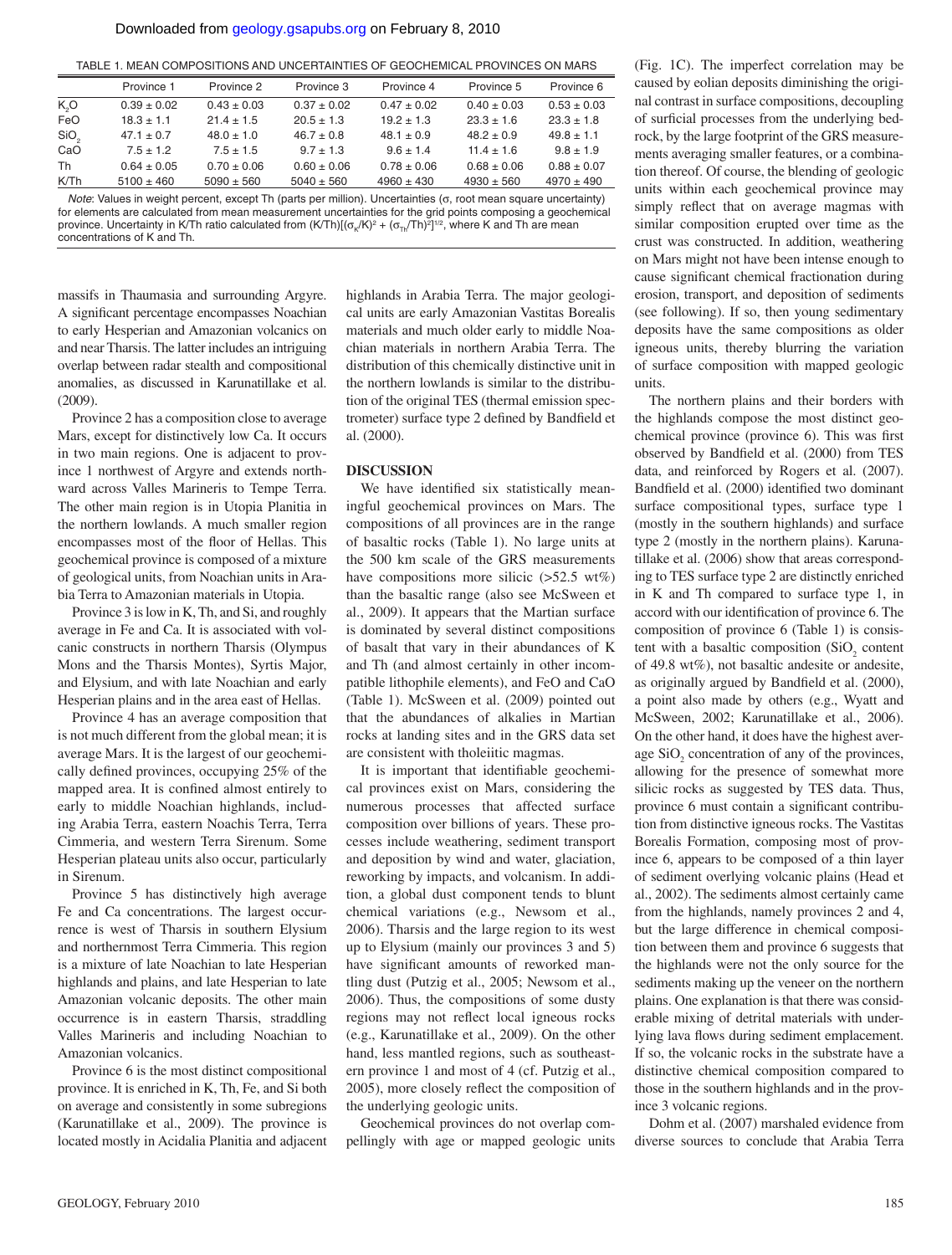TABLE 1. MEAN COMPOSITIONS AND UNCERTAINTIES OF GEOCHEMICAL PROVINCES ON MARS

| | Province 1 | Province 2 | Province 3 | Province 4 | Province 5 | Province 6 |
|---|---|---|---|---|---|---|
| $K_2O$ | 0.39 ± 0.02 | 0.43 ± 0.03 | 0.37 ± 0.02 | 0.47 ± 0.02 | 0.40 ± 0.03 | 0.53 ± 0.03 |
| FeO | 18.3 ± 1.1 | 21.4 ± 1.5 | 20.5 ± 1.3 | 19.2 ± 1.3 | 23.3 ± 1.6 | 23.3 ± 1.8 |
| $SiO_2$ | 47.1 ± 0.7 | 48.0 ± 1.0 | 46.7 ± 0.8 | 48.1 ± 0.9 | 48.2 ± 0.9 | 49.8 ± 1.1 |
| CaO | 7.5 ± 1.2 | 7.5 ± 1.5 | 9.7 ± 1.3 | 9.6 ± 1.4 | 11.4 ± 1.6 | 9.8 ± 1.9 |
| Th | 0.64 ± 0.05 | 0.70 ± 0.06 | 0.60 ± 0.06 | 0.78 ± 0.06 | 0.68 ± 0.06 | 0.88 ± 0.07 |
| K/Th | 5100 ± 460 | 5090 ± 560 | 5040 ± 560 | 4960 ± 430 | 4930 ± 560 | 4970 ± 490 |

*Note*: Values in weight percent, except Th (parts per million). Uncertainties (σ, root mean square uncertainty) for elements are calculated from mean measurement uncertainties for the grid points composing a geochemical province. Uncertainty in K/Th ratio calculated from $(K/Th)[(\sigma_K/K)^2 + (\sigma_{Th}/Th)^2]^{1/2}$, where K and Th are mean concentrations of K and Th.

massifs in Thaumasia and surrounding Argyre. A significant percentage encompasses Noachian to early Hesperian and Amazonian volcanics on and near Tharsis. The latter includes an intriguing overlap between radar stealth and compositional anomalies, as discussed in Karunatillake et al. (2009).

Province 2 has a composition close to average Mars, except for distinctively low Ca. It occurs in two main regions. One is adjacent to province 1 northwest of Argyre and extends northward across Valles Marineris to Tempe Terra. The other main region is in Utopia Planitia in the northern lowlands. A much smaller region encompasses most of the floor of Hellas. This geochemical province is composed of a mixture of geological units, from Noachian units in Arabia Terra to Amazonian materials in Utopia.

Province 3 is low in K, Th, and Si, and roughly average in Fe and Ca. It is associated with volcanic constructs in northern Tharsis (Olympus Mons and the Tharsis Montes), Syrtis Major, and Elysium, and with late Noachian and early Hesperian plains and in the area east of Hellas.

Province 4 has an average composition that is not much different from the global mean; it is average Mars. It is the largest of our geochemically defined provinces, occupying 25% of the mapped area. It is confined almost entirely to early to middle Noachian highlands, including Arabia Terra, eastern Noachis Terra, Terra Cimmeria, and western Terra Sirenum. Some Hesperian plateau units also occur, particularly in Sirenum.

Province 5 has distinctively high average Fe and Ca concentrations. The largest occurrence is west of Tharsis in southern Elysium and northernmost Terra Cimmeria. This region is a mixture of late Noachian to late Hesperian highlands and plains, and late Hesperian to late Amazonian volcanic deposits. The other main occurrence is in eastern Tharsis, straddling Valles Marineris and including Noachian to Amazonian volcanics.

Province 6 is the most distinct compositional province. It is enriched in K, Th, Fe, and Si both on average and consistently in some subregions (Karunatillake et al., 2009). The province is located mostly in Acidalia Planitia and adjacent highlands in Arabia Terra. The major geological units are early Amazonian Vastitas Borealis materials and much older early to middle Noachian materials in northern Arabia Terra. The distribution of this chemically distinctive unit in the northern lowlands is similar to the distribution of the original TES (thermal emission spectrometer) surface type 2 defined by Bandfield et al. (2000).

## DISCUSSION

We have identified six statistically meaningful geochemical provinces on Mars. The compositions of all provinces are in the range of basaltic rocks (Table 1). No large units at the 500 km scale of the GRS measurements have compositions more silicic (>52.5 wt%) than the basaltic range (also see McSween et al., 2009). It appears that the Martian surface is dominated by several distinct compositions of basalt that vary in their abundances of K and Th (and almost certainly in other incompatible lithophile elements), and FeO and CaO (Table 1). McSween et al. (2009) pointed out that the abundances of alkalies in Martian rocks at landing sites and in the GRS data set are consistent with tholeiitic magmas.

It is important that identifiable geochemical provinces exist on Mars, considering the numerous processes that affected surface composition over billions of years. These processes include weathering, sediment transport and deposition by wind and water, glaciation, reworking by impacts, and volcanism. In addition, a global dust component tends to blunt chemical variations (e.g., Newsom et al., 2006). Tharsis and the large region to its west up to Elysium (mainly our provinces 3 and 5) have significant amounts of reworked mantling dust (Putzig et al., 2005; Newsom et al., 2006). Thus, the compositions of some dusty regions may not reflect local igneous rocks (e.g., Karunatillake et al., 2009). On the other hand, less mantled regions, such as southeastern province 1 and most of 4 (cf. Putzig et al., 2005), more closely reflect the composition of the underlying geologic units.

Geochemical provinces do not overlap compellingly with age or mapped geologic units (Fig. 1C). The imperfect correlation may be caused by eolian deposits diminishing the original contrast in surface compositions, decoupling of surficial processes from the underlying bedrock, by the large footprint of the GRS measurements averaging smaller features, or a combination thereof. Of course, the blending of geologic units within each geochemical province may simply reflect that on average magmas with similar composition erupted over time as the crust was constructed. In addition, weathering on Mars might not have been intense enough to cause significant chemical fractionation during erosion, transport, and deposition of sediments (see following). If so, then young sedimentary deposits have the same compositions as older igneous units, thereby blurring the variation of surface composition with mapped geologic units.

The northern plains and their borders with the highlands compose the most distinct geochemical province (province 6). This was first observed by Bandfield et al. (2000) from TES data, and reinforced by Rogers et al. (2007). Bandfield et al. (2000) identified two dominant surface compositional types, surface type 1 (mostly in the southern highlands) and surface type 2 (mostly in the northern plains). Karunatillake et al. (2006) show that areas corresponding to TES surface type 2 are distinctly enriched in K and Th compared to surface type 1, in accord with our identification of province 6. The composition of province 6 (Table 1) is consistent with a basaltic composition ($SiO_2$ content of 49.8 wt%), not basaltic andesite or andesite, as originally argued by Bandfield et al. (2000), a point also made by others (e.g., Wyatt and McSween, 2002; Karunatillake et al., 2006). On the other hand, it does have the highest average $SiO_2$ concentration of any of the provinces, allowing for the presence of somewhat more silicic rocks as suggested by TES data. Thus, province 6 must contain a significant contribution from distinctive igneous rocks. The Vastitas Borealis Formation, composing most of province 6, appears to be composed of a thin layer of sediment overlying volcanic plains (Head et al., 2002). The sediments almost certainly came from the highlands, namely provinces 2 and 4, but the large difference in chemical composition between them and province 6 suggests that the highlands were not the only source for the sediments making up the veneer on the northern plains. One explanation is that there was considerable mixing of detrital materials with underlying lava flows during sediment emplacement. If so, the volcanic rocks in the substrate have a distinctive chemical composition compared to those in the southern highlands and in the province 3 volcanic regions.

Dohm et al. (2007) marshaled evidence from diverse sources to conclude that Arabia Terra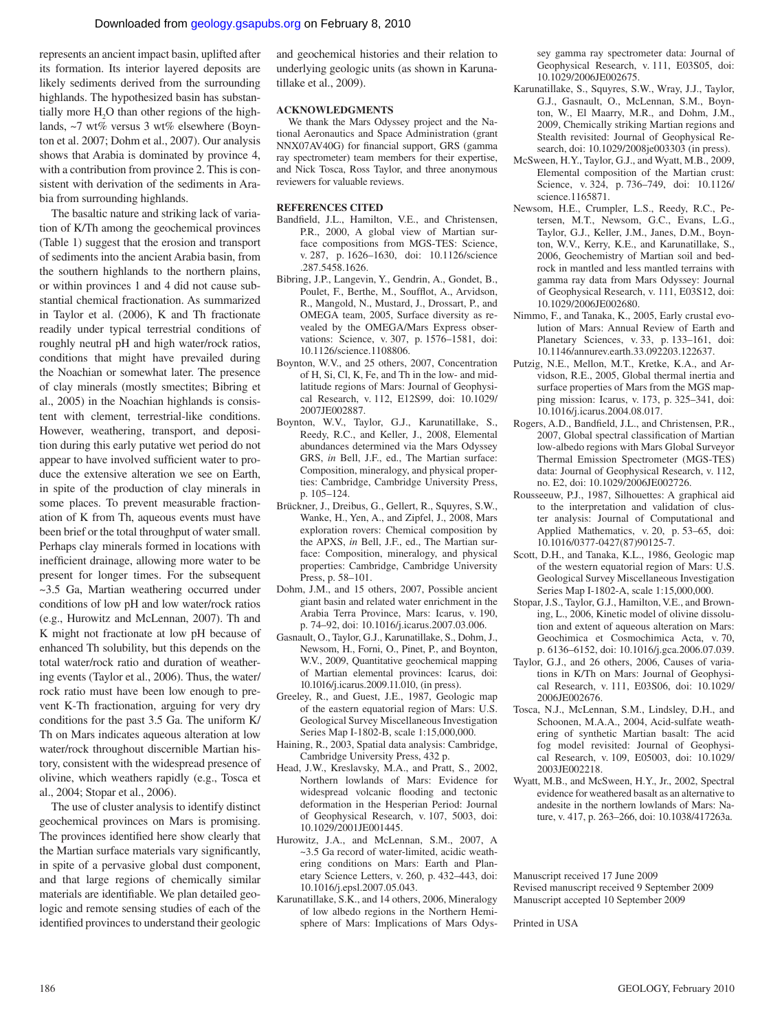represents an ancient impact basin, uplifted after its formation. Its interior layered deposits are likely sediments derived from the surrounding highlands. The hypothesized basin has substantially more $H_2O$ than other regions of the highlands, ~7 wt% versus 3 wt% elsewhere (Boynton et al. 2007; Dohm et al., 2007). Our analysis shows that Arabia is dominated by province 4, with a contribution from province 2. This is consistent with derivation of the sediments in Arabia from surrounding highlands.

The basaltic nature and striking lack of variation of K/Th among the geochemical provinces (Table 1) suggest that the erosion and transport of sediments into the ancient Arabia basin, from the southern highlands to the northern plains, or within provinces 1 and 4 did not cause substantial chemical fractionation. As summarized in Taylor et al. (2006), K and Th fractionate readily under typical terrestrial conditions of roughly neutral pH and high water/rock ratios, conditions that might have prevailed during the Noachian or somewhat later. The presence of clay minerals (mostly smectites; Bibring et al., 2005) in the Noachian highlands is consistent with clement, terrestrial-like conditions. However, weathering, transport, and deposition during this early putative wet period do not appear to have involved sufficient water to produce the extensive alteration we see on Earth, in spite of the production of clay minerals in some places. To prevent measurable fractionation of K from Th, aqueous events must have been brief or the total throughput of water small. Perhaps clay minerals formed in locations with inefficient drainage, allowing more water to be present for longer times. For the subsequent ~3.5 Ga, Martian weathering occurred under conditions of low pH and low water/rock ratios (e.g., Hurowitz and McLennan, 2007). Th and K might not fractionate at low pH because of enhanced Th solubility, but this depends on the total water/rock ratio and duration of weathering events (Taylor et al., 2006). Thus, the water/rock ratio must have been low enough to prevent K-Th fractionation, arguing for very dry conditions for the past 3.5 Ga. The uniform K/Th on Mars indicates aqueous alteration at low water/rock throughout discernible Martian history, consistent with the widespread presence of olivine, which weathers rapidly (e.g., Tosca et al., 2004; Stopar et al., 2006).

The use of cluster analysis to identify distinct geochemical provinces on Mars is promising. The provinces identified here show clearly that the Martian surface materials vary significantly, in spite of a pervasive global dust component, and that large regions of chemically similar materials are identifiable. We plan detailed geologic and remote sensing studies of each of the identified provinces to understand their geologic and geochemical histories and their relation to underlying geologic units (as shown in Karunatillake et al., 2009).

## ACKNOWLEDGMENTS

We thank the Mars Odyssey project and the National Aeronautics and Space Administration (grant NNX07AV40G) for financial support, GRS (gamma ray spectrometer) team members for their expertise, and Nick Tosca, Ross Taylor, and three anonymous reviewers for valuable reviews.

## REFERENCES CITED

Bandfield, J.L., Hamilton, V.E., and Christensen, P.R., 2000, A global view of Martian surface compositions from MGS-TES: Science, v. 287, p. 1626–1630, doi: 10.1126/science.287.5458.1626.

Bibring, J.P., Langevin, Y., Gendrin, A., Gondet, B., Poulet, F., Berthe, M., Soufflot, A., Arvidson, R., Mangold, N., Mustard, J., Drossart, P., and OMEGA team, 2005, Surface diversity as revealed by the OMEGA/Mars Express observations: Science, v. 307, p. 1576–1581, doi: 10.1126/science.1108806.

Boynton, W.V., and 25 others, 2007, Concentration of H, Si, Cl, K, Fe, and Th in the low- and mid-latitude regions of Mars: Journal of Geophysical Research, v. 112, E12S99, doi: 10.1029/2007JE002887.

Boynton, W.V., Taylor, G.J., Karunatillake, S., Reedy, R.C., and Keller, J., 2008, Elemental abundances determined via the Mars Odyssey GRS, *in* Bell, J.F., ed., The Martian surface: Composition, mineralogy, and physical properties: Cambridge, Cambridge University Press, p. 105–124.

Brückner, J., Dreibus, G., Gellert, R., Squyres, S.W., Wanke, H., Yen, A., and Zipfel, J., 2008, Mars exploration rovers: Chemical composition by the APXS, *in* Bell, J.F., ed., The Martian surface: Composition, mineralogy, and physical properties: Cambridge, Cambridge University Press, p. 58–101.

Dohm, J.M., and 15 others, 2007, Possible ancient giant basin and related water enrichment in the Arabia Terra Province, Mars: Icarus, v. 190, p. 74–92, doi: 10.1016/j.icarus.2007.03.006.

Gasnault, O., Taylor, G.J., Karunatillake, S., Dohm, J., Newsom, H., Forni, O., Pinet, P., and Boynton, W.V., 2009, Quantitative geochemical mapping of Martian elemental provinces: Icarus, doi: 10.1016/j.icarus.2009.11.010, (in press).

Greeley, R., and Guest, J.E., 1987, Geologic map of the eastern equatorial region of Mars: U.S. Geological Survey Miscellaneous Investigation Series Map I-1802-B, scale 1:15,000,000.

Haining, R., 2003, Spatial data analysis: Cambridge, Cambridge University Press, 432 p.

Head, J.W., Kreslavsky, M.A., and Pratt, S., 2002, Northern lowlands of Mars: Evidence for widespread volcanic flooding and tectonic deformation in the Hesperian Period: Journal of Geophysical Research, v. 107, 5003, doi: 10.1029/2001JE001445.

Hurowitz, J.A., and McLennan, S.M., 2007, A ~3.5 Ga record of water-limited, acidic weathering conditions on Mars: Earth and Planetary Science Letters, v. 260, p. 432–443, doi: 10.1016/j.epsl.2007.05.043.

Karunatillake, S.K., and 14 others, 2006, Mineralogy of low albedo regions in the Northern Hemisphere of Mars: Implications of Mars Odyssey gamma ray spectrometer data: Journal of Geophysical Research, v. 111, E03S05, doi: 10.1029/2006JE002675.

Karunatillake, S., Squyres, S.W., Wray, J.J., Taylor, G.J., Gasnault, O., McLennan, S.M., Boynton, W., El Maarry, M.R., and Dohm, J.M., 2009, Chemically striking Martian regions and Stealth revisited: Journal of Geophysical Research, doi: 10.1029/2008je003303 (in press).

McSween, H.Y., Taylor, G.J., and Wyatt, M.B., 2009, Elemental composition of the Martian crust: Science, v. 324, p. 736–749, doi: 10.1126/science.1165871.

Newsom, H.E., Crumpler, L.S., Reedy, R.C., Petersen, M.T., Newsom, G.C., Evans, L.G., Taylor, G.J., Keller, J.M., Janes, D.M., Boynton, W.V., Kerry, K.E., and Karunatillake, S., 2006, Geochemistry of Martian soil and bedrock in mantled and less mantled terrains with gamma ray data from Mars Odyssey: Journal of Geophysical Research, v. 111, E03S12, doi: 10.1029/2006JE002680.

Nimmo, F., and Tanaka, K., 2005, Early crustal evolution of Mars: Annual Review of Earth and Planetary Sciences, v. 33, p. 133–161, doi: 10.1146/annurev.earth.33.092203.122637.

Putzig, N.E., Mellon, M.T., Kretke, K.A., and Arvidson, R.E., 2005, Global thermal inertia and surface properties of Mars from the MGS mapping mission: Icarus, v. 173, p. 325–341, doi: 10.1016/j.icarus.2004.08.017.

Rogers, A.D., Bandfield, J.L., and Christensen, P.R., 2007, Global spectral classification of Martian low-albedo regions with Mars Global Surveyor Thermal Emission Spectrometer (MGS-TES) data: Journal of Geophysical Research, v. 112, no. E2, doi: 10.1029/2006JE002726.

Rousseeuw, P.J., 1987, Silhouettes: A graphical aid to the interpretation and validation of cluster analysis: Journal of Computational and Applied Mathematics, v. 20, p. 53–65, doi: 10.1016/0377-0427(87)90125-7.

Scott, D.H., and Tanaka, K.L., 1986, Geologic map of the western equatorial region of Mars: U.S. Geological Survey Miscellaneous Investigation Series Map I-1802-A, scale 1:15,000,000.

Stopar, J.S., Taylor, G.J., Hamilton, V.E., and Browning, L., 2006, Kinetic model of olivine dissolution and extent of aqueous alteration on Mars: Geochimica et Cosmochimica Acta, v. 70, p. 6136–6152, doi: 10.1016/j.gca.2006.07.039.

Taylor, G.J., and 26 others, 2006, Causes of variations in K/Th on Mars: Journal of Geophysical Research, v. 111, E03S06, doi: 10.1029/2006JE002676.

Tosca, N.J., McLennan, S.M., Lindsley, D.H., and Schoonen, M.A.A., 2004, Acid-sulfate weathering of synthetic Martian basalt: The acid fog model revisited: Journal of Geophysical Research, v. 109, E05003, doi: 10.1029/2003JE002218.

Wyatt, M.B., and McSween, H.Y., Jr., 2002, Spectral evidence for weathered basalt as an alternative to andesite in the northern lowlands of Mars: Nature, v. 417, p. 263–266, doi: 10.1038/417263a.

Manuscript received 17 June 2009
Revised manuscript received 9 September 2009
Manuscript accepted 10 September 2009

Printed in USA